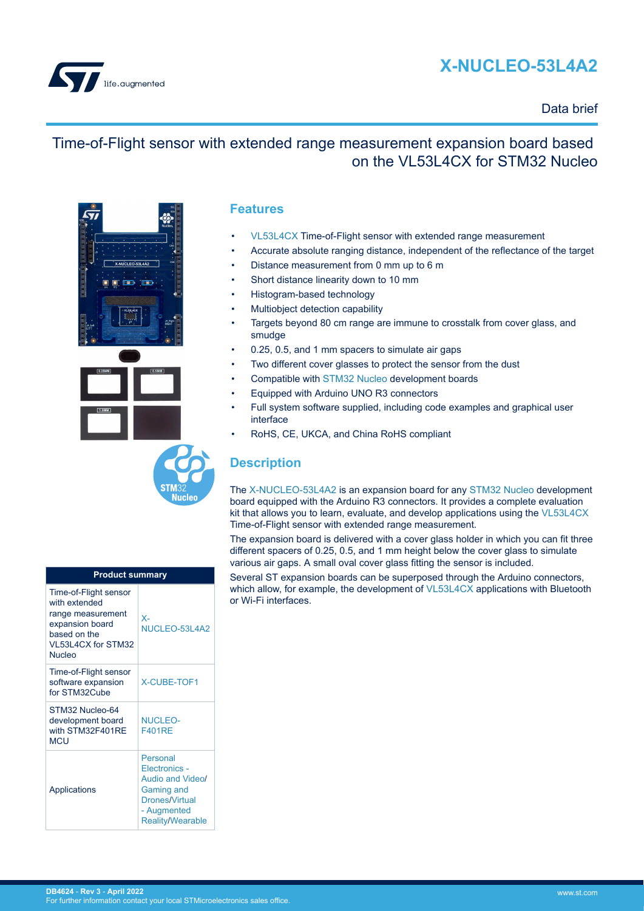# X-NUCLEO-53L4A2

Data brief

## Time-of-Flight sensor with extended range measurement expansion board based on the VL53L4CX for STM32 Nucleo

## Features

- VL53L4CX Time-of-Flight sensor with extended range measurement
- Accurate absolute ranging distance, independent of the reflectance of the target
- Distance measurement from 0 mm up to 6 m
- Short distance linearity down to 10 mm
- Histogram-based technology
- Multiobject detection capability
- Targets beyond 80 cm range are immune to crosstalk from cover glass, and smudge
- 0.25, 0.5, and 1 mm spacers to simulate air gaps
- Two different cover glasses to protect the sensor from the dust
- Compatible with STM32 Nucleo development boards
- Equipped with Arduino UNO R3 connectors
- Full system software supplied, including code examples and graphical user interface
- RoHS, CE, UKCA, and China RoHS compliant

## Description

The X-NUCLEO-53L4A2 is an expansion board for any STM32 Nucleo development board equipped with the Arduino R3 connectors. It provides a complete evaluation kit that allows you to learn, evaluate, and develop applications using the VL53L4CX Time-of-Flight sensor with extended range measurement.

The expansion board is delivered with a cover glass holder in which you can fit three different spacers of 0.25, 0.5, and 1 mm height below the cover glass to simulate various air gaps. A small oval cover glass fitting the sensor is included.

Several ST expansion boards can be superposed through the Arduino connectors, which allow, for example, the development of VL53L4CX applications with Bluetooth or Wi-Fi interfaces.

| Product summary | |
|---|---|
| Time-of-Flight sensor with extended range measurement expansion board based on the VL53L4CX for STM32 Nucleo | X-NUCLEO-53L4A2 |
| Time-of-Flight sensor software expansion for STM32Cube | X-CUBE-TOF1 |
| STM32 Nucleo-64 development board with STM32F401RE MCU | NUCLEO-F401RE |
| Applications | Personal Electronics - Audio and Video/ Gaming and Drones/Virtual - Augmented Reality/Wearable |

DB4624 - Rev 3 - April 2022
For further information contact your local STMicroelectronics sales office.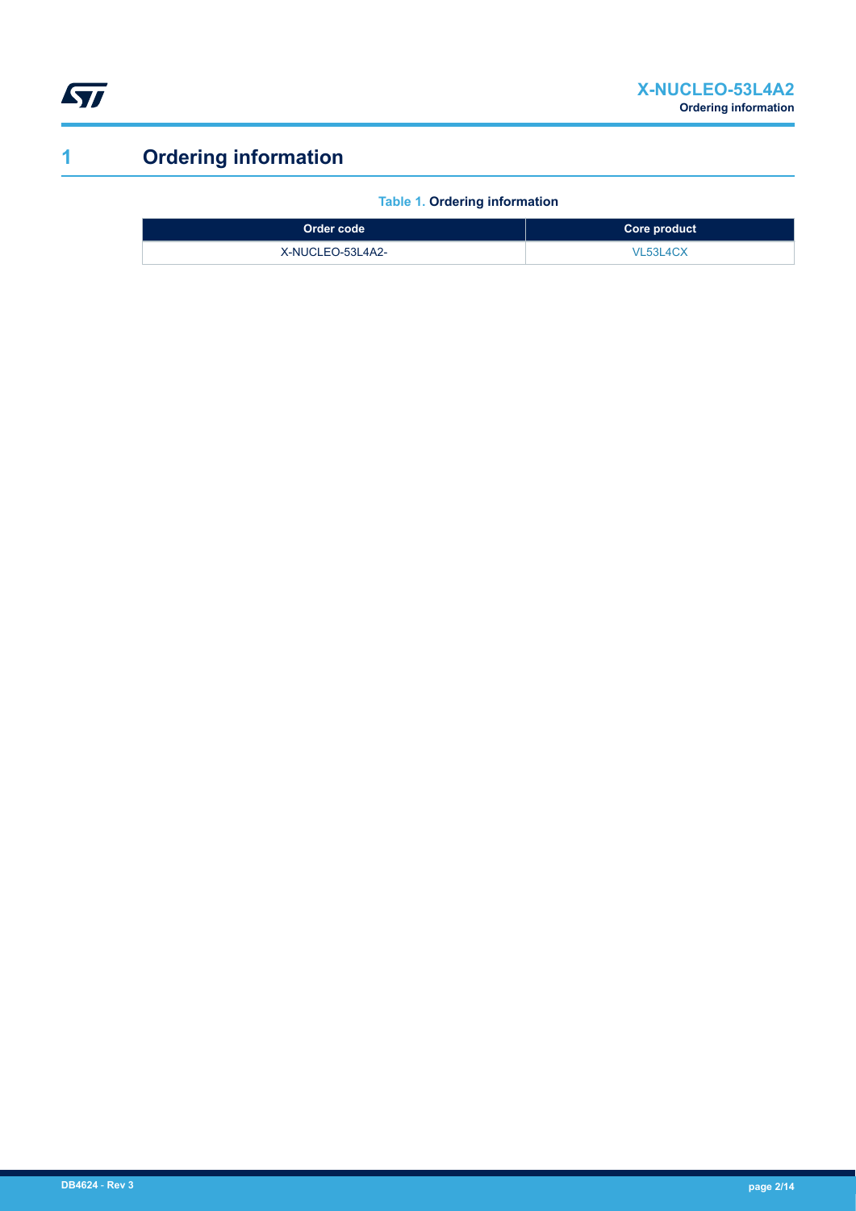# 1 Ordering information

**Table 1. Ordering information**

| Order code | Core product |
| --- | --- |
| X-NUCLEO-53L4A2- | VL53L4CX |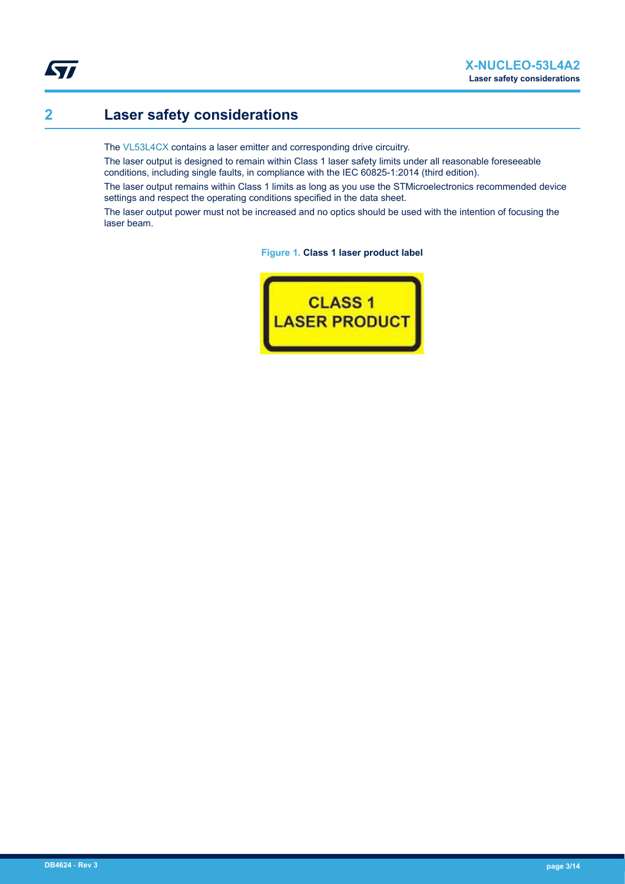## 2 Laser safety considerations

The VL53L4CX contains a laser emitter and corresponding drive circuitry.

The laser output is designed to remain within Class 1 laser safety limits under all reasonable foreseeable conditions, including single faults, in compliance with the IEC 60825-1:2014 (third edition).

The laser output remains within Class 1 limits as long as you use the STMicroelectronics recommended device settings and respect the operating conditions specified in the data sheet.

The laser output power must not be increased and no optics should be used with the intention of focusing the laser beam.

**Figure 1. Class 1 laser product label**

CLASS 1
LASER PRODUCT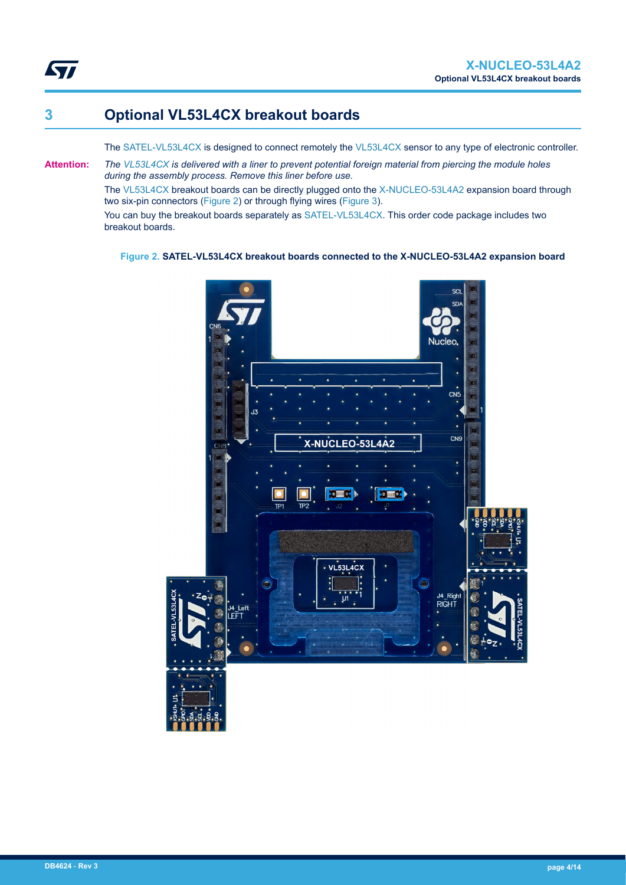# 3 Optional VL53L4CX breakout boards

The SATEL-VL53L4CX is designed to connect remotely the VL53L4CX sensor to any type of electronic controller.

**Attention:** *The VL53L4CX is delivered with a liner to prevent potential foreign material from piercing the module holes during the assembly process. Remove this liner before use.*

The VL53L4CX breakout boards can be directly plugged onto the X-NUCLEO-53L4A2 expansion board through two six-pin connectors (Figure 2) or through flying wires (Figure 3).

You can buy the breakout boards separately as SATEL-VL53L4CX. This order code package includes two breakout boards.

**Figure 2. SATEL-VL53L4CX breakout boards connected to the X-NUCLEO-53L4A2 expansion board**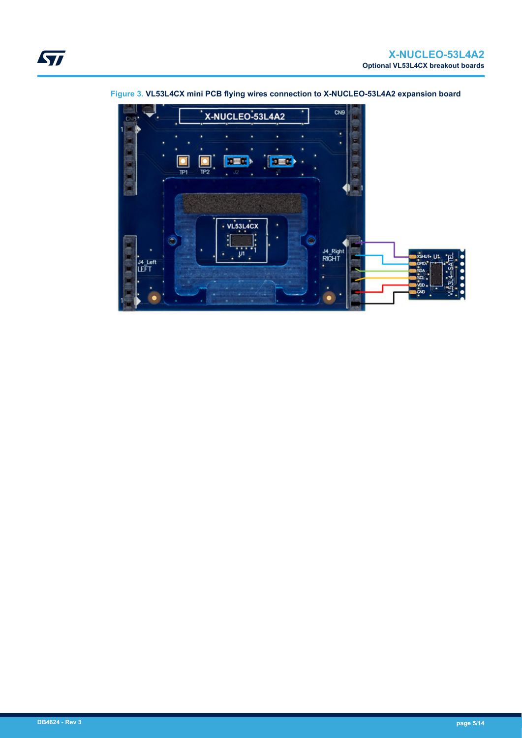Figure 3. VL53L4CX mini PCB flying wires connection to X-NUCLEO-53L4A2 expansion board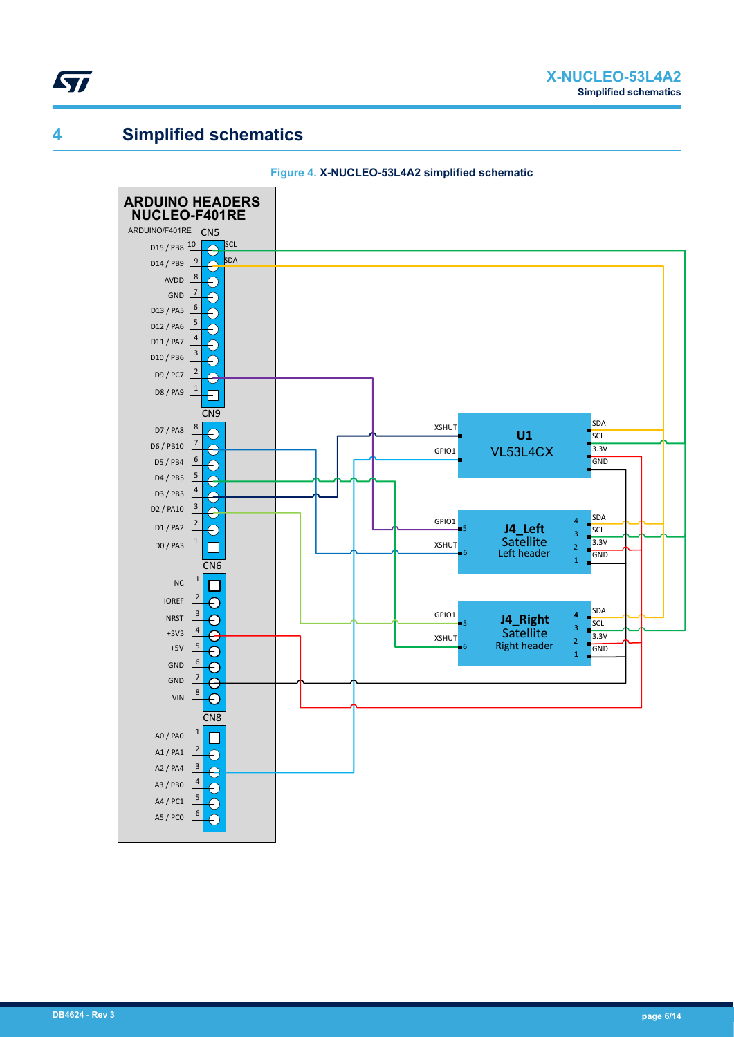# 4 Simplified schematics

**Figure 4. X-NUCLEO-53L4A2 simplified schematic**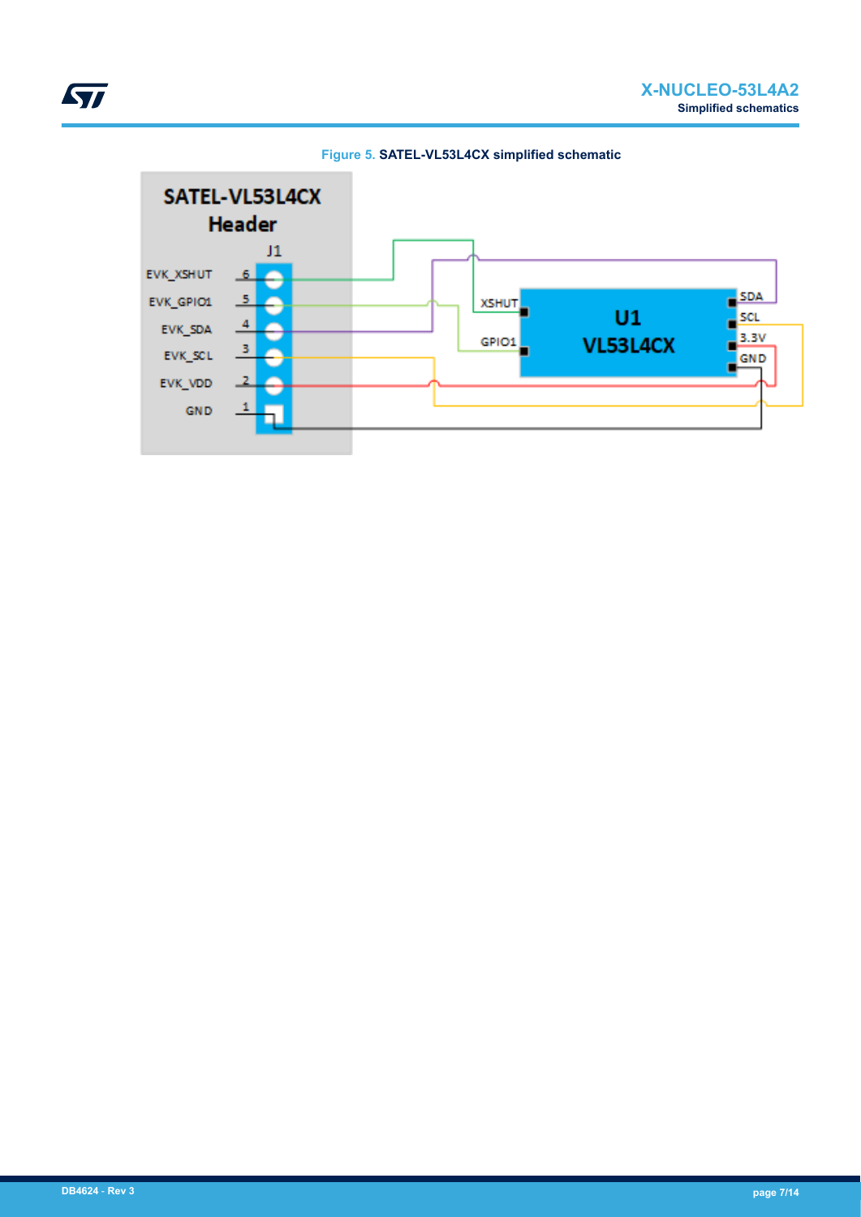Figure 5. SATEL-VL53L4CX simplified schematic

SATEL-VL53L4CX Header

J1

EVK_XSHUT 6

EVK_GPIO1 5

EVK_SDA 4

EVK_SCL 3

EVK_VDD 2

GND 1

U1
VL53L4CX

XSHUT

GPIO1

SDA

SCL

3.3V

GND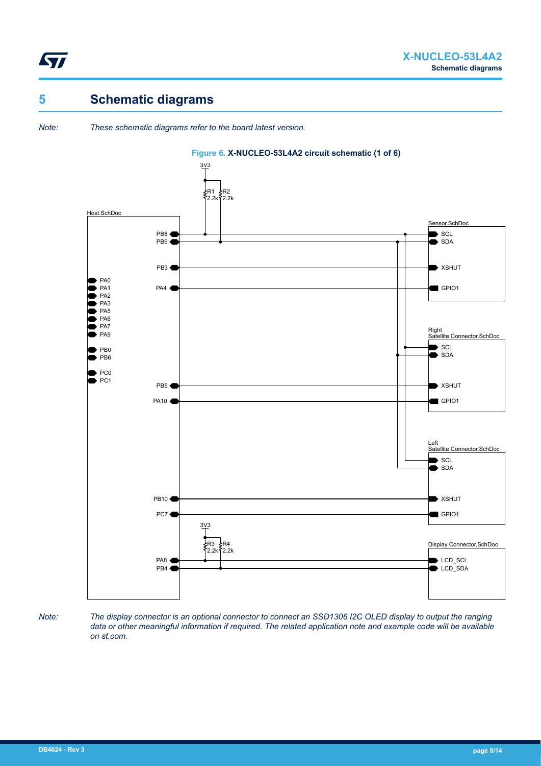# 5 Schematic diagrams

*Note: These schematic diagrams refer to the board latest version.*

**Figure 6. X-NUCLEO-53L4A2 circuit schematic (1 of 6)**

*Note: The display connector is an optional connector to connect an SSD1306 I2C OLED display to output the ranging data or other meaningful information if required. The related application note and example code will be available on st.com.*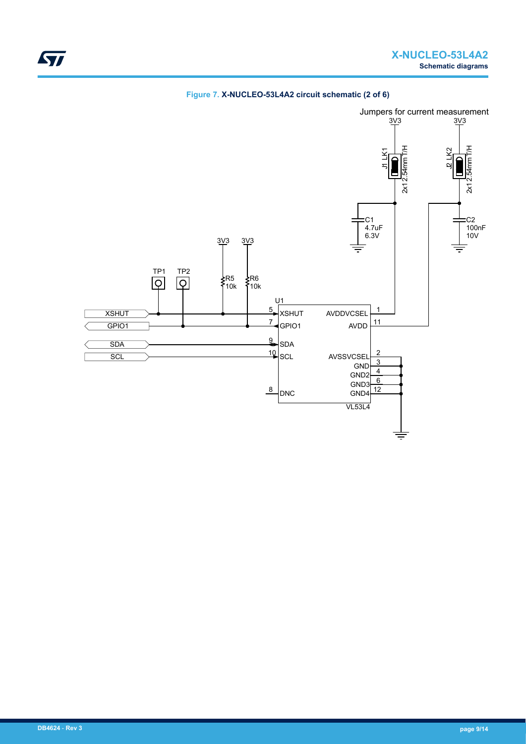**Figure 7. X-NUCLEO-53L4A2 circuit schematic (2 of 6)**

Jumpers for current measurement

3V3 3V3

J1 LK1 2x1 2.54mm T/H

J2 LK2 2x1 2.54mm T/H

C1 4.7uF 6.3V

C2 100nF 10V

3V3 3V3

TP1 TP2

R5 10k

R6 10k

U1

XSHUT

GPIO1

SDA

SCL

5 XSHUT

7 GPIO1

9 SDA

10 SCL

8 DNC

AVDDVCSEL 1

AVDD 11

AVSSVCSEL 2

GND 3

GND2 4

GND3 6

GND4 12

VL53L4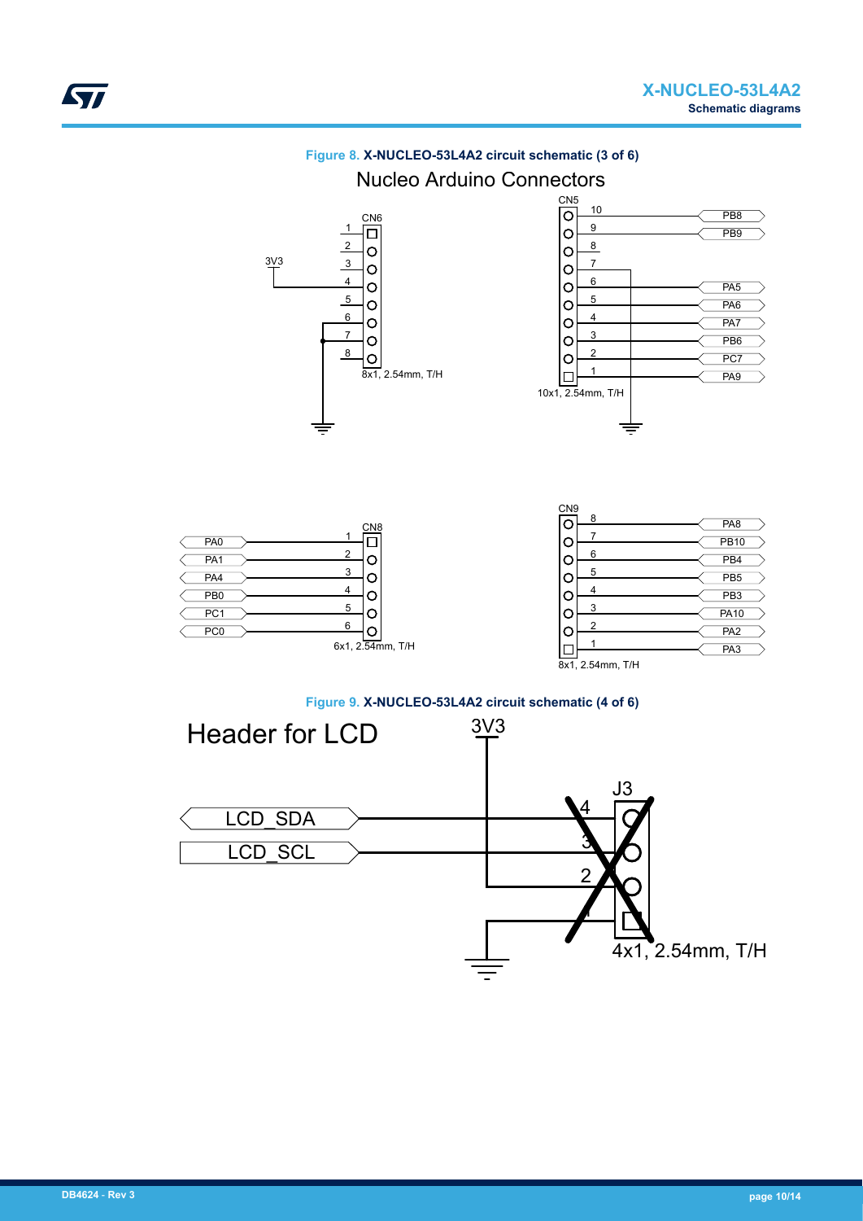**Figure 8.** **X-NUCLEO-53L4A2 circuit schematic (3 of 6)**

Nucleo Arduino Connectors

CN6

1
2
3V3 3
4
5
6
7
8

8x1, 2.54mm, T/H

CN5

10 PB8
9 PB9
8
7
6 PA5
5 PA6
4 PA7
3 PB6
2 PC7
1 PA9

10x1, 2.54mm, T/H

CN8

PA0 1
PA1 2
PA4 3
PB0 4
PC1 5
PC0 6

6x1, 2.54mm, T/H

CN9

8 PA8
7 PB10
6 PB4
5 PB5
4 PB3
3 PA10
2 PA2
1 PA3

8x1, 2.54mm, T/H

**Figure 9.** **X-NUCLEO-53L4A2 circuit schematic (4 of 6)**

Header for LCD

3V3

J3

LCD_SDA 4
LCD_SCL 3
2
1

4x1, 2.54mm, T/H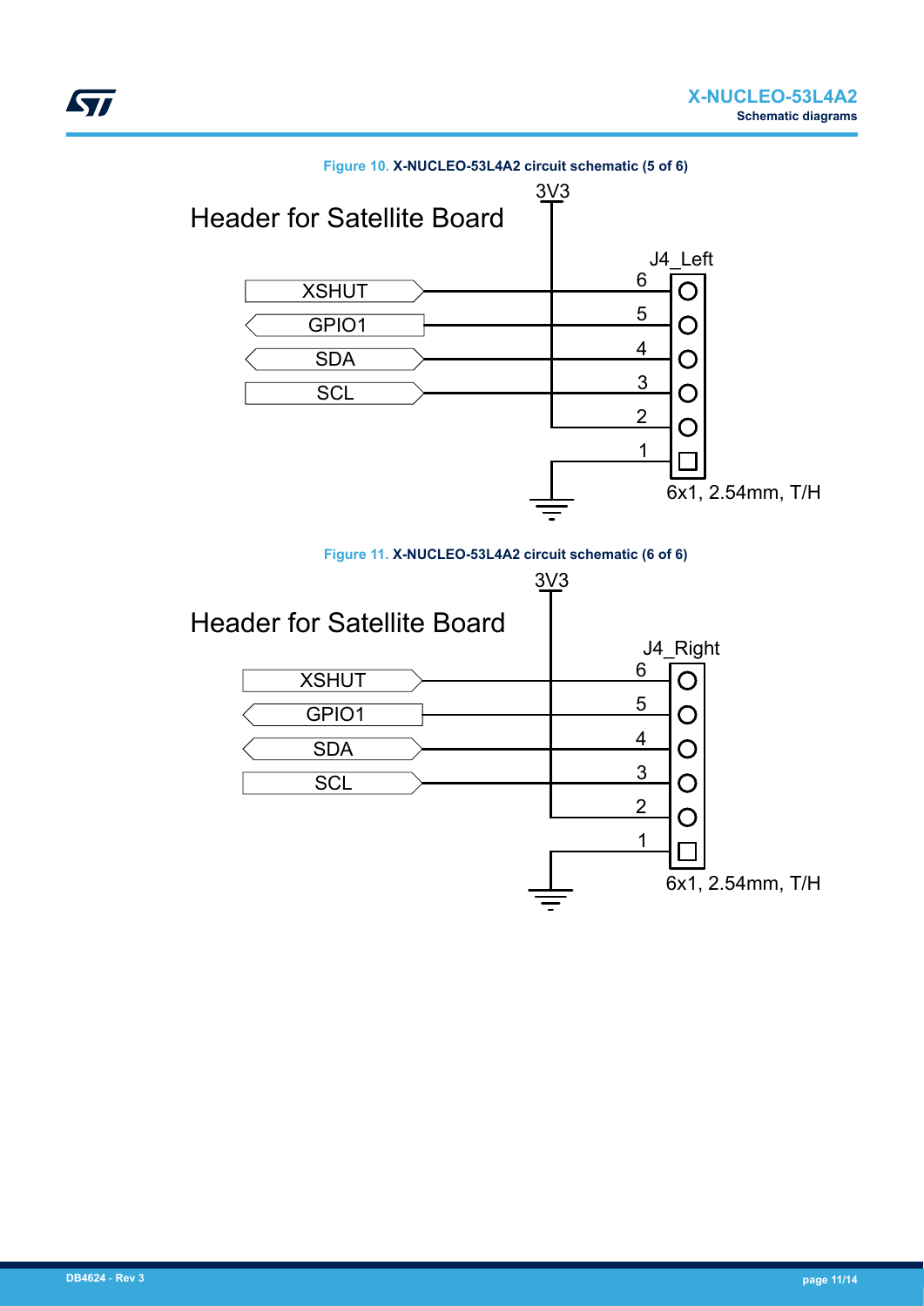Figure 10. X-NUCLEO-53L4A2 circuit schematic (5 of 6)

Header for Satellite Board

3V3

J4_Left

XSHUT 6
GPIO1 5
SDA 4
SCL 3
2
1

6x1, 2.54mm, T/H

Figure 11. X-NUCLEO-53L4A2 circuit schematic (6 of 6)

Header for Satellite Board

3V3

J4_Right

XSHUT 6
GPIO1 5
SDA 4
SCL 3
2
1

6x1, 2.54mm, T/H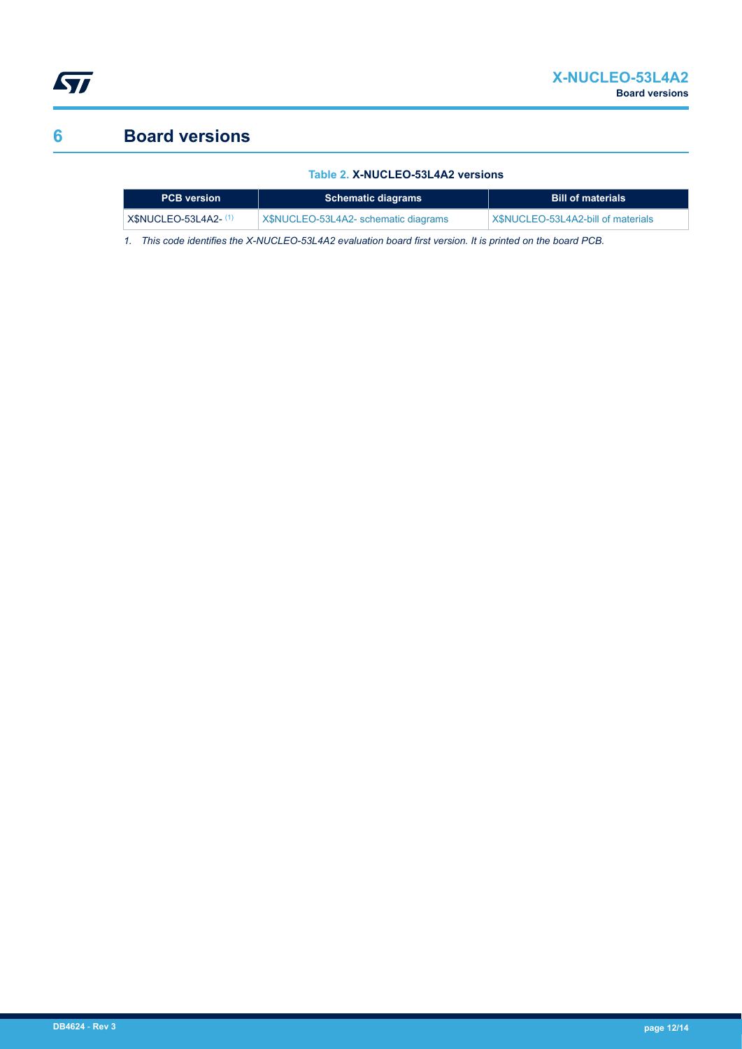# 6 Board versions

**Table 2. X-NUCLEO-53L4A2 versions**

| PCB version | Schematic diagrams | Bill of materials |
|---|---|---|
| X$NUCLEO-53L4A2- (1) | X$NUCLEO-53L4A2- schematic diagrams | X$NUCLEO-53L4A2-bill of materials |

*1. This code identifies the X-NUCLEO-53L4A2 evaluation board first version. It is printed on the board PCB.*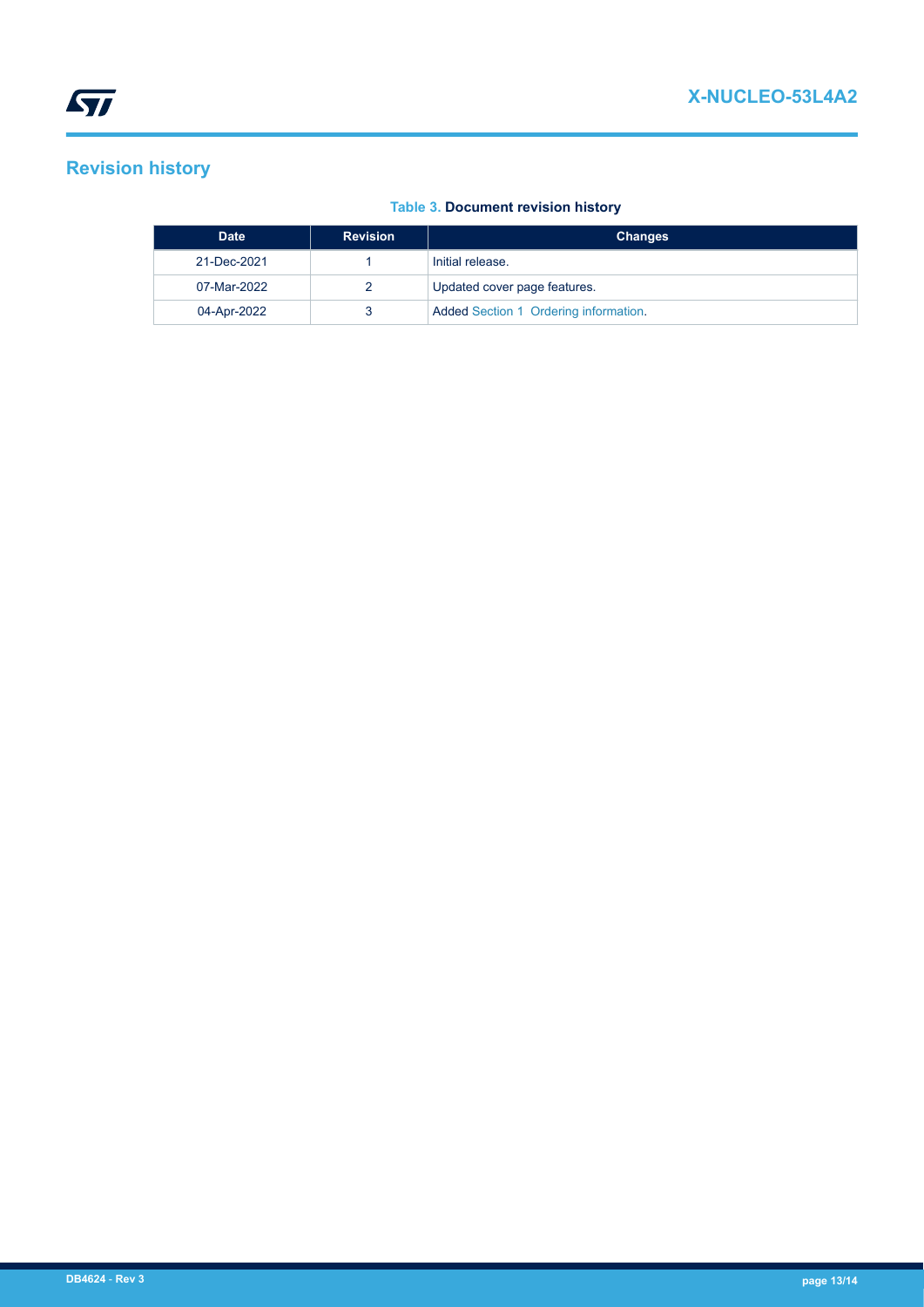# Revision history

**Table 3. Document revision history**

| Date | Revision | Changes |
| --- | --- | --- |
| 21-Dec-2021 | 1 | Initial release. |
| 07-Mar-2022 | 2 | Updated cover page features. |
| 04-Apr-2022 | 3 | Added Section 1 Ordering information. |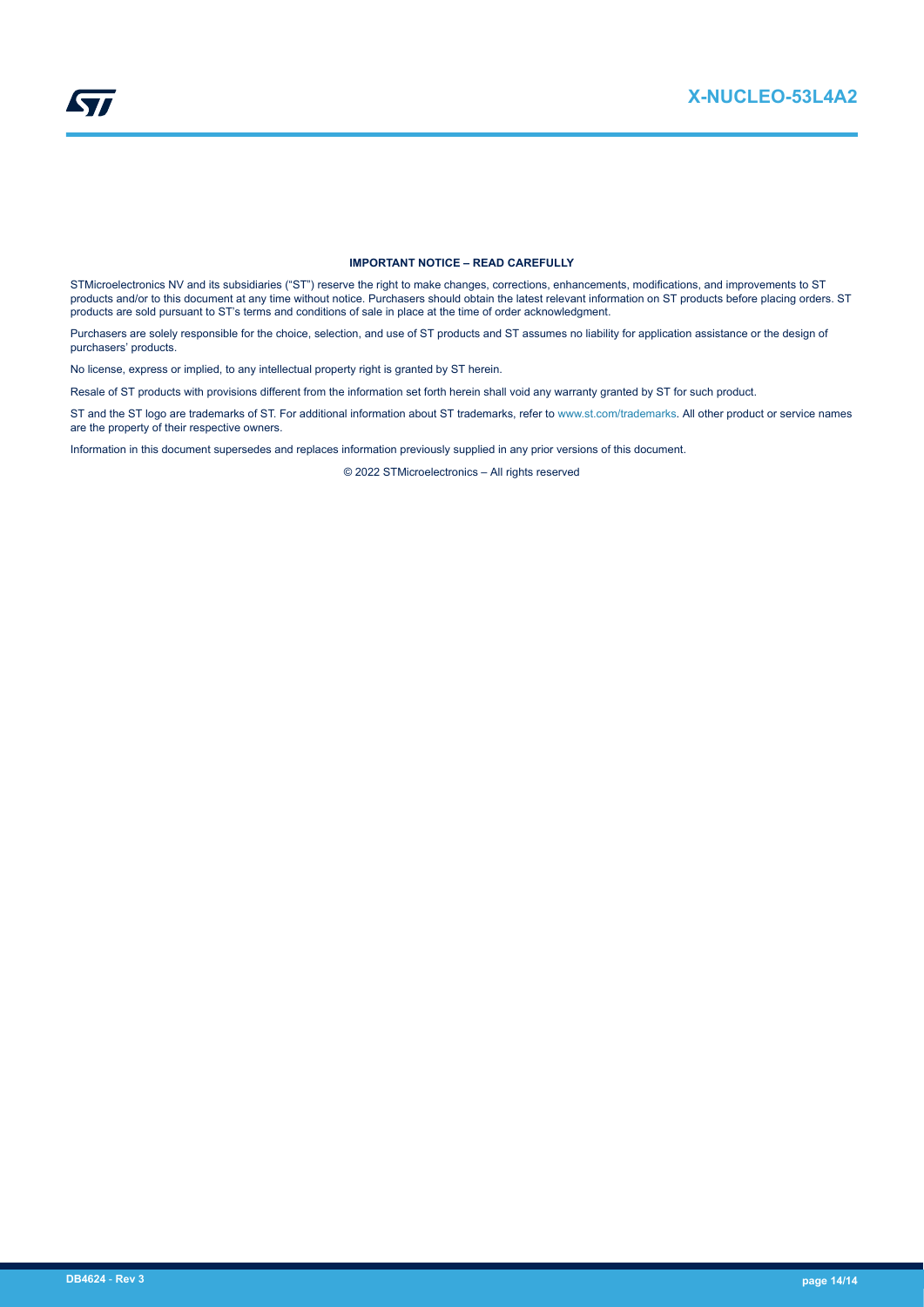**IMPORTANT NOTICE – READ CAREFULLY**

STMicroelectronics NV and its subsidiaries ("ST") reserve the right to make changes, corrections, enhancements, modifications, and improvements to ST products and/or to this document at any time without notice. Purchasers should obtain the latest relevant information on ST products before placing orders. ST products are sold pursuant to ST's terms and conditions of sale in place at the time of order acknowledgment.

Purchasers are solely responsible for the choice, selection, and use of ST products and ST assumes no liability for application assistance or the design of purchasers' products.

No license, express or implied, to any intellectual property right is granted by ST herein.

Resale of ST products with provisions different from the information set forth herein shall void any warranty granted by ST for such product.

ST and the ST logo are trademarks of ST. For additional information about ST trademarks, refer to www.st.com/trademarks. All other product or service names are the property of their respective owners.

Information in this document supersedes and replaces information previously supplied in any prior versions of this document.

© 2022 STMicroelectronics – All rights reserved